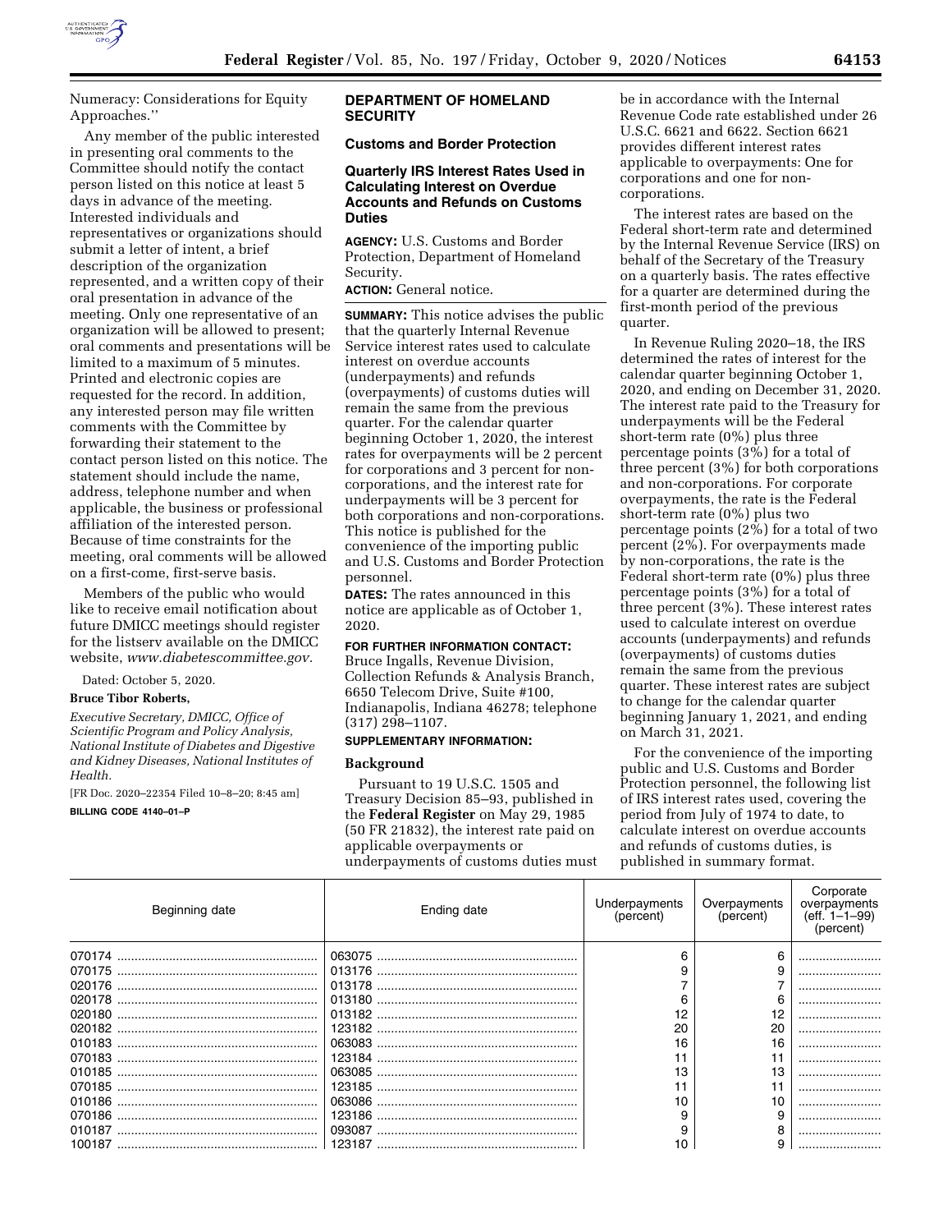Numeracy: Considerations for Equity Approaches.''

Any member of the public interested in presenting oral comments to the Committee should notify the contact person listed on this notice at least 5 days in advance of the meeting. Interested individuals and representatives or organizations should submit a letter of intent, a brief description of the organization represented, and a written copy of their oral presentation in advance of the meeting. Only one representative of an organization will be allowed to present; oral comments and presentations will be limited to a maximum of 5 minutes. Printed and electronic copies are requested for the record. In addition, any interested person may file written comments with the Committee by forwarding their statement to the contact person listed on this notice. The statement should include the name, address, telephone number and when applicable, the business or professional affiliation of the interested person. Because of time constraints for the meeting, oral comments will be allowed on a first-come, first-serve basis.

Members of the public who would like to receive email notification about future DMICC meetings should register for the listserv available on the DMICC website, *www.diabetescommittee.gov.*

Dated: October 5, 2020.

**Bruce Tibor Roberts,**

*Executive Secretary, DMICC, Office of Scientific Program and Policy Analysis, National Institute of Diabetes and Digestive and Kidney Diseases, National Institutes of Health.*

[FR Doc. 2020–22354 Filed 10–8–20; 8:45 am]

**BILLING CODE 4140–01–P**

## DEPARTMENT OF HOMELAND SECURITY

### Customs and Border Protection

### Quarterly IRS Interest Rates Used in Calculating Interest on Overdue Accounts and Refunds on Customs Duties

**AGENCY:** U.S. Customs and Border Protection, Department of Homeland Security.

**ACTION:** General notice.

**SUMMARY:** This notice advises the public that the quarterly Internal Revenue Service interest rates used to calculate interest on overdue accounts (underpayments) and refunds (overpayments) of customs duties will remain the same from the previous quarter. For the calendar quarter beginning October 1, 2020, the interest rates for overpayments will be 2 percent for corporations and 3 percent for non-corporations, and the interest rate for underpayments will be 3 percent for both corporations and non-corporations. This notice is published for the convenience of the importing public and U.S. Customs and Border Protection personnel.

**DATES:** The rates announced in this notice are applicable as of October 1, 2020.

**FOR FURTHER INFORMATION CONTACT:** Bruce Ingalls, Revenue Division, Collection Refunds & Analysis Branch, 6650 Telecom Drive, Suite #100, Indianapolis, Indiana 46278; telephone (317) 298–1107.

**SUPPLEMENTARY INFORMATION:**

**Background**

Pursuant to 19 U.S.C. 1505 and Treasury Decision 85–93, published in the **Federal Register** on May 29, 1985 (50 FR 21832), the interest rate paid on applicable overpayments or underpayments of customs duties must be in accordance with the Internal Revenue Code rate established under 26 U.S.C. 6621 and 6622. Section 6621 provides different interest rates applicable to overpayments: One for corporations and one for non-corporations.

The interest rates are based on the Federal short-term rate and determined by the Internal Revenue Service (IRS) on behalf of the Secretary of the Treasury on a quarterly basis. The rates effective for a quarter are determined during the first-month period of the previous quarter.

In Revenue Ruling 2020–18, the IRS determined the rates of interest for the calendar quarter beginning October 1, 2020, and ending on December 31, 2020. The interest rate paid to the Treasury for underpayments will be the Federal short-term rate (0%) plus three percentage points (3%) for a total of three percent (3%) for both corporations and non-corporations. For corporate overpayments, the rate is the Federal short-term rate (0%) plus two percentage points (2%) for a total of two percent (2%). For overpayments made by non-corporations, the rate is the Federal short-term rate (0%) plus three percentage points (3%) for a total of three percent (3%). These interest rates used to calculate interest on overdue accounts (underpayments) and refunds (overpayments) of customs duties remain the same from the previous quarter. These interest rates are subject to change for the calendar quarter beginning January 1, 2021, and ending on March 31, 2021.

For the convenience of the importing public and U.S. Customs and Border Protection personnel, the following list of IRS interest rates used, covering the period from July of 1974 to date, to calculate interest on overdue accounts and refunds of customs duties, is published in summary format.

| Beginning date | Ending date | Underpayments (percent) | Overpayments (percent) | Corporate overpayments (eff. 1–1–99) (percent) |
|---|---|---|---|---|
| 070174 | 063075 | 6 | 6 | |
| 070175 | 013176 | 9 | 9 | |
| 020176 | 013178 | 7 | 7 | |
| 020178 | 013180 | 6 | 6 | |
| 020180 | 013182 | 12 | 12 | |
| 020182 | 123182 | 20 | 20 | |
| 010183 | 063083 | 16 | 16 | |
| 070183 | 123184 | 11 | 11 | |
| 010185 | 063085 | 13 | 13 | |
| 070185 | 123185 | 11 | 11 | |
| 010186 | 063086 | 10 | 10 | |
| 070186 | 123186 | 9 | 9 | |
| 010187 | 093087 | 9 | 8 | |
| 100187 | 123187 | 10 | 9 | |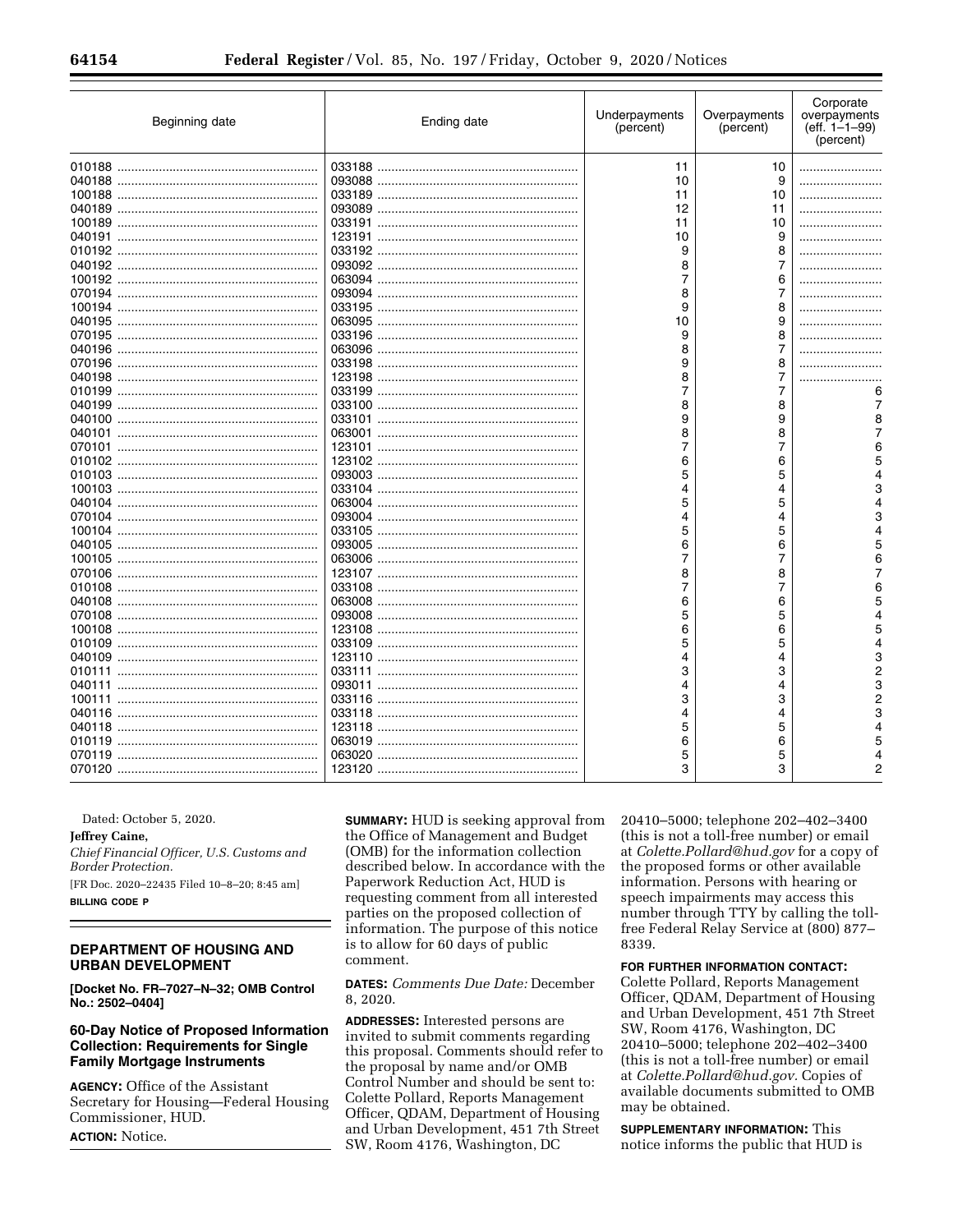| Beginning date | Ending date | Underpayments (percent) | Overpayments (percent) | Corporate overpayments (eff. 1–1–99) (percent) |
|---|---|---|---|---|
| 010188 | 033188 | 11 | 10 | |
| 040188 | 093088 | 10 | 9 | |
| 100188 | 033189 | 11 | 10 | |
| 040189 | 093089 | 12 | 11 | |
| 100189 | 033191 | 11 | 10 | |
| 040191 | 123191 | 10 | 9 | |
| 010192 | 033192 | 9 | 8 | |
| 040192 | 093092 | 8 | 7 | |
| 100192 | 063094 | 7 | 6 | |
| 070194 | 093094 | 8 | 7 | |
| 100194 | 033195 | 9 | 8 | |
| 040195 | 063095 | 10 | 9 | |
| 070195 | 033196 | 9 | 8 | |
| 040196 | 063096 | 8 | 7 | |
| 070196 | 033198 | 9 | 8 | |
| 040198 | 123198 | 8 | 7 | |
| 010199 | 033199 | 7 | 7 | 6 |
| 040199 | 033100 | 8 | 8 | 7 |
| 040100 | 033101 | 9 | 9 | 8 |
| 040101 | 063001 | 8 | 8 | 7 |
| 070101 | 123101 | 7 | 7 | 6 |
| 010102 | 123102 | 6 | 6 | 5 |
| 010103 | 093003 | 5 | 5 | 4 |
| 100103 | 033104 | 4 | 4 | 3 |
| 040104 | 063004 | 5 | 5 | 4 |
| 070104 | 093004 | 4 | 4 | 3 |
| 100104 | 033105 | 5 | 5 | 4 |
| 040105 | 093005 | 6 | 6 | 5 |
| 100105 | 063006 | 7 | 7 | 6 |
| 070106 | 123107 | 8 | 8 | 7 |
| 010108 | 033108 | 7 | 7 | 6 |
| 040108 | 063008 | 6 | 6 | 5 |
| 070108 | 093008 | 5 | 5 | 4 |
| 100108 | 123108 | 6 | 6 | 5 |
| 010109 | 033109 | 5 | 5 | 4 |
| 040109 | 123110 | 4 | 4 | 3 |
| 010111 | 033111 | 3 | 3 | 2 |
| 040111 | 093011 | 4 | 4 | 3 |
| 100111 | 033116 | 3 | 3 | 2 |
| 040116 | 033118 | 4 | 4 | 3 |
| 040118 | 123118 | 5 | 5 | 4 |
| 010119 | 063019 | 6 | 6 | 5 |
| 070119 | 063020 | 5 | 5 | 4 |
| 070120 | 123120 | 3 | 3 | 2 |

Dated: October 5, 2020.

**Jeffrey Caine,**

*Chief Financial Officer, U.S. Customs and Border Protection.*

[FR Doc. 2020–22435 Filed 10–8–20; 8:45 am]

**BILLING CODE P**

## DEPARTMENT OF HOUSING AND URBAN DEVELOPMENT

**[Docket No. FR–7027–N–32; OMB Control No.: 2502–0404]**

### 60-Day Notice of Proposed Information Collection: Requirements for Single Family Mortgage Instruments

**AGENCY:** Office of the Assistant Secretary for Housing—Federal Housing Commissioner, HUD.

**ACTION:** Notice.

**SUMMARY:** HUD is seeking approval from the Office of Management and Budget (OMB) for the information collection described below. In accordance with the Paperwork Reduction Act, HUD is requesting comment from all interested parties on the proposed collection of information. The purpose of this notice is to allow for 60 days of public comment.

**DATES:** *Comments Due Date:* December 8, 2020.

**ADDRESSES:** Interested persons are invited to submit comments regarding this proposal. Comments should refer to the proposal by name and/or OMB Control Number and should be sent to: Colette Pollard, Reports Management Officer, QDAM, Department of Housing and Urban Development, 451 7th Street SW, Room 4176, Washington, DC 20410–5000; telephone 202–402–3400 (this is not a toll-free number) or email at *Colette.Pollard@hud.gov* for a copy of the proposed forms or other available information. Persons with hearing or speech impairments may access this number through TTY by calling the toll-free Federal Relay Service at (800) 877–8339.

**FOR FURTHER INFORMATION CONTACT:** Colette Pollard, Reports Management Officer, QDAM, Department of Housing and Urban Development, 451 7th Street SW, Room 4176, Washington, DC 20410–5000; telephone 202–402–3400 (this is not a toll-free number) or email at *Colette.Pollard@hud.gov.* Copies of available documents submitted to OMB may be obtained.

**SUPPLEMENTARY INFORMATION:** This notice informs the public that HUD is